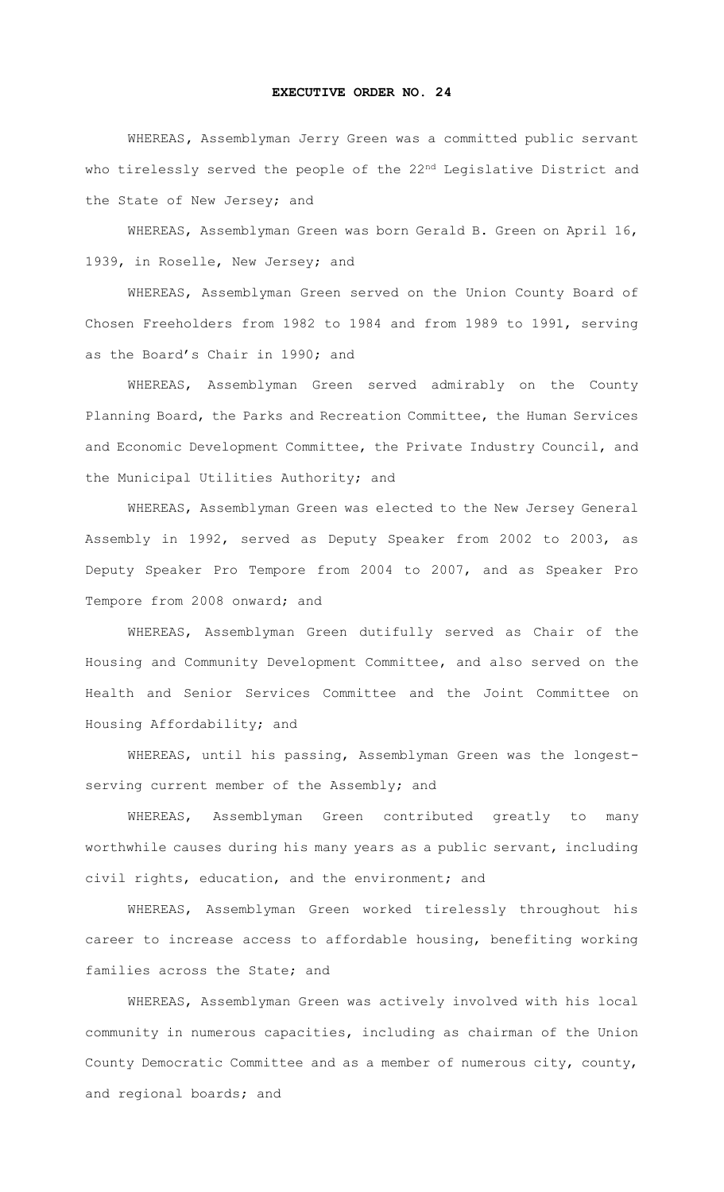# EXECUTIVE ORDER NO. 24

WHEREAS, Assemblyman Jerry Green was a committed public servant who tirelessly served the people of the 22nd Legislative District and the State of New Jersey; and

WHEREAS, Assemblyman Green was born Gerald B. Green on April 16, 1939, in Roselle, New Jersey; and

WHEREAS, Assemblyman Green served on the Union County Board of Chosen Freeholders from 1982 to 1984 and from 1989 to 1991, serving as the Board's Chair in 1990; and

WHEREAS, Assemblyman Green served admirably on the County Planning Board, the Parks and Recreation Committee, the Human Services and Economic Development Committee, the Private Industry Council, and the Municipal Utilities Authority; and

WHEREAS, Assemblyman Green was elected to the New Jersey General Assembly in 1992, served as Deputy Speaker from 2002 to 2003, as Deputy Speaker Pro Tempore from 2004 to 2007, and as Speaker Pro Tempore from 2008 onward; and

WHEREAS, Assemblyman Green dutifully served as Chair of the Housing and Community Development Committee, and also served on the Health and Senior Services Committee and the Joint Committee on Housing Affordability; and

WHEREAS, until his passing, Assemblyman Green was the longest-serving current member of the Assembly; and

WHEREAS, Assemblyman Green contributed greatly to many worthwhile causes during his many years as a public servant, including civil rights, education, and the environment; and

WHEREAS, Assemblyman Green worked tirelessly throughout his career to increase access to affordable housing, benefiting working families across the State; and

WHEREAS, Assemblyman Green was actively involved with his local community in numerous capacities, including as chairman of the Union County Democratic Committee and as a member of numerous city, county, and regional boards; and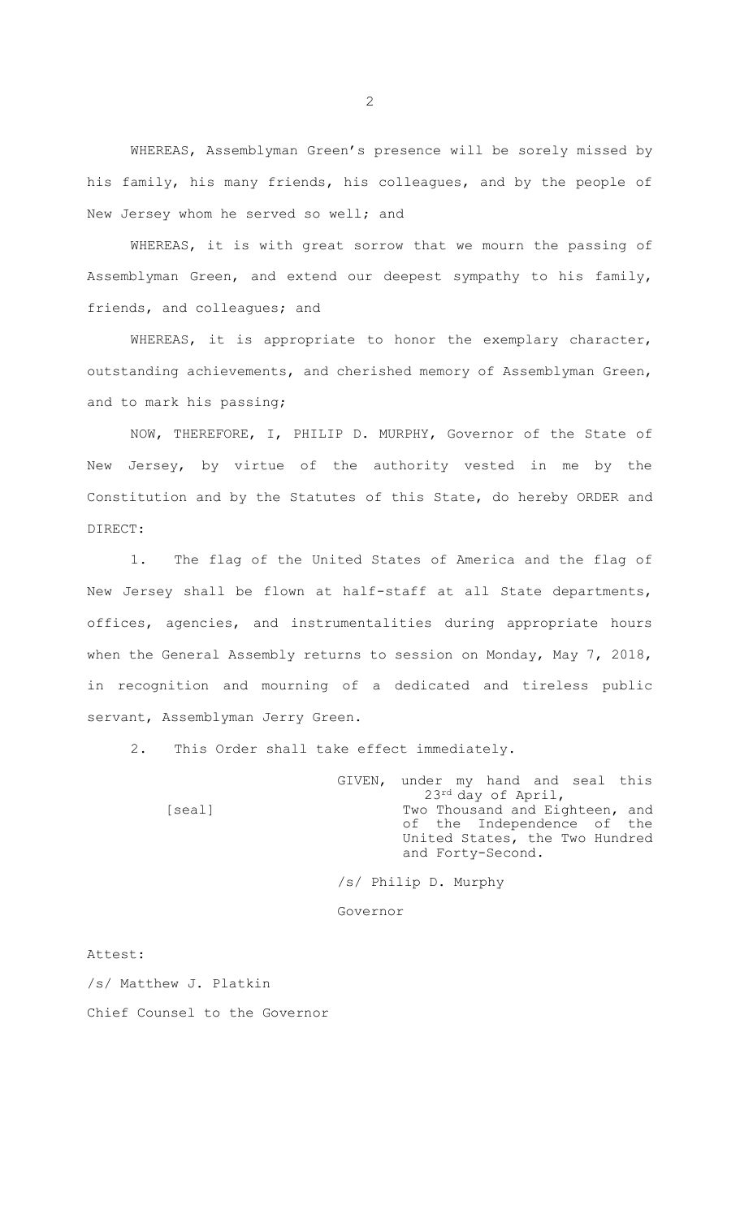WHEREAS, Assemblyman Green's presence will be sorely missed by his family, his many friends, his colleagues, and by the people of New Jersey whom he served so well; and

WHEREAS, it is with great sorrow that we mourn the passing of Assemblyman Green, and extend our deepest sympathy to his family, friends, and colleagues; and

WHEREAS, it is appropriate to honor the exemplary character, outstanding achievements, and cherished memory of Assemblyman Green, and to mark his passing;

NOW, THEREFORE, I, PHILIP D. MURPHY, Governor of the State of New Jersey, by virtue of the authority vested in me by the Constitution and by the Statutes of this State, do hereby ORDER and DIRECT:

1. The flag of the United States of America and the flag of New Jersey shall be flown at half-staff at all State departments, offices, agencies, and instrumentalities during appropriate hours when the General Assembly returns to session on Monday, May 7, 2018, in recognition and mourning of a dedicated and tireless public servant, Assemblyman Jerry Green.

2. This Order shall take effect immediately.

[seal]

GIVEN, under my hand and seal this 23rd day of April, Two Thousand and Eighteen, and of the Independence of the United States, the Two Hundred and Forty-Second.

/s/ Philip D. Murphy

Governor

Attest:

/s/ Matthew J. Platkin

Chief Counsel to the Governor